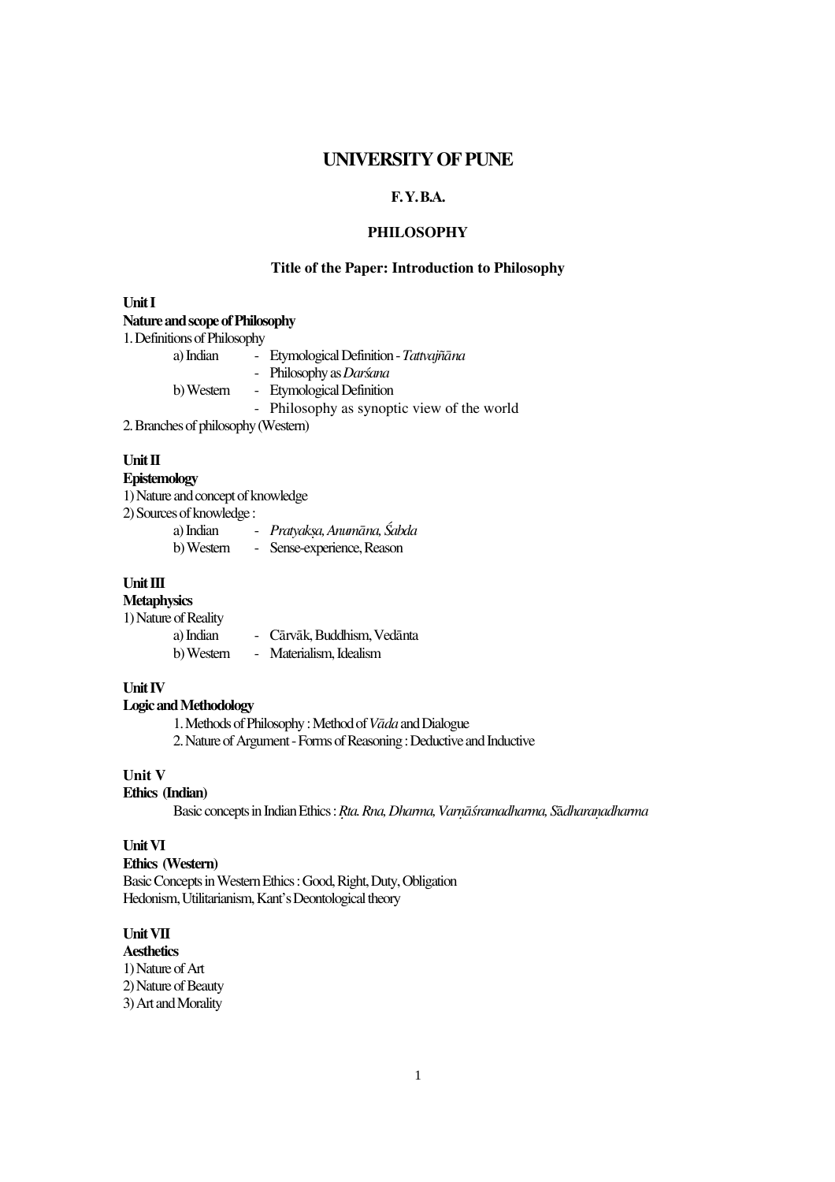# UNIVERSITY OF PUNE

## F. Y. B.A.

## PHILOSOPHY

### Title of the Paper: Introduction to Philosophy

**Unit I**

**Nature and scope of Philosophy**

1. Definitions of Philosophy
   - a) Indian
     - Etymological Definition - *Tattvajñāna*
     - Philosophy as *Darśana*
   - b) Western
     - Etymological Definition
     - Philosophy as synoptic view of the world
2. Branches of philosophy (Western)

**Unit II**

**Epistemology**

1) Nature and concept of knowledge
2) Sources of knowledge :
   - a) Indian - *Pratyakṣa, Anumāna, Śabda*
   - b) Western - Sense-experience, Reason

**Unit III**

**Metaphysics**

1) Nature of Reality
   - a) Indian - Cārvāk, Buddhism, Vedānta
   - b) Western - Materialism, Idealism

**Unit IV**

**Logic and Methodology**

1. Methods of Philosophy : Method of *Vāda* and Dialogue
2. Nature of Argument - Forms of Reasoning : Deductive and Inductive

**Unit V**

**Ethics (Indian)**

Basic concepts in Indian Ethics : *Ṛta. Rna, Dharma, Varṇāśramadharma, Sādharaṇadharma*

**Unit VI**

**Ethics (Western)**

Basic Concepts in Western Ethics : Good, Right, Duty, Obligation
Hedonism, Utilitarianism, Kant's Deontological theory

**Unit VII**

**Aesthetics**

1) Nature of Art
2) Nature of Beauty
3) Art and Morality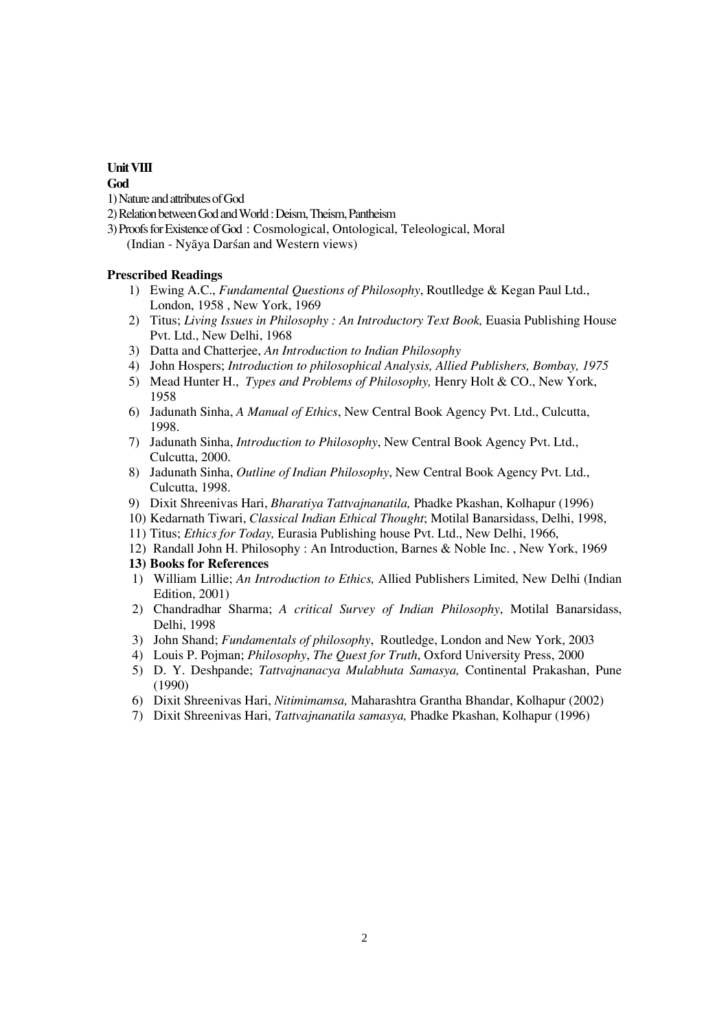**Unit VIII**

**God**

1) Nature and attributes of God

2) Relation between God and World : Deism, Theism, Pantheism

3) Proofs for Existence of God : Cosmological, Ontological, Teleological, Moral
(Indian - Nyāya Darśan and Western views)

**Prescribed Readings**

1) Ewing A.C., *Fundamental Questions of Philosophy*, Routlledge & Kegan Paul Ltd., London, 1958 , New York, 1969
2) Titus; *Living Issues in Philosophy : An Introductory Text Book,* Euasia Publishing House Pvt. Ltd., New Delhi, 1968
3) Datta and Chatterjee, *An Introduction to Indian Philosophy*
4) John Hospers; *Introduction to philosophical Analysis, Allied Publishers, Bombay, 1975*
5) Mead Hunter H., *Types and Problems of Philosophy,* Henry Holt & CO., New York, 1958
6) Jadunath Sinha, *A Manual of Ethics*, New Central Book Agency Pvt. Ltd., Culcutta, 1998.
7) Jadunath Sinha, *Introduction to Philosophy*, New Central Book Agency Pvt. Ltd., Culcutta, 2000.
8) Jadunath Sinha, *Outline of Indian Philosophy*, New Central Book Agency Pvt. Ltd., Culcutta, 1998.
9) Dixit Shreenivas Hari, *Bharatiya Tattvajnanatila,* Phadke Pkashan, Kolhapur (1996)
10) Kedarnath Tiwari, *Classical Indian Ethical Thought*; Motilal Banarsidass, Delhi, 1998,
11) Titus; *Ethics for Today,* Eurasia Publishing house Pvt. Ltd., New Delhi, 1966,
12) Randall John H. Philosophy : An Introduction, Barnes & Noble Inc. , New York, 1969

**13) Books for References**

1) William Lillie; *An Introduction to Ethics,* Allied Publishers Limited, New Delhi (Indian Edition, 2001)
2) Chandradhar Sharma; *A critical Survey of Indian Philosophy*, Motilal Banarsidass, Delhi, 1998
3) John Shand; *Fundamentals of philosophy*, Routledge, London and New York, 2003
4) Louis P. Pojman; *Philosophy*, *The Quest for Truth*, Oxford University Press, 2000
5) D. Y. Deshpande; *Tattvajnanacya Mulabhuta Samasya,* Continental Prakashan, Pune (1990)
6) Dixit Shreenivas Hari, *Nitimimamsa,* Maharashtra Grantha Bhandar, Kolhapur (2002)
7) Dixit Shreenivas Hari, *Tattvajnanatila samasya,* Phadke Pkashan, Kolhapur (1996)